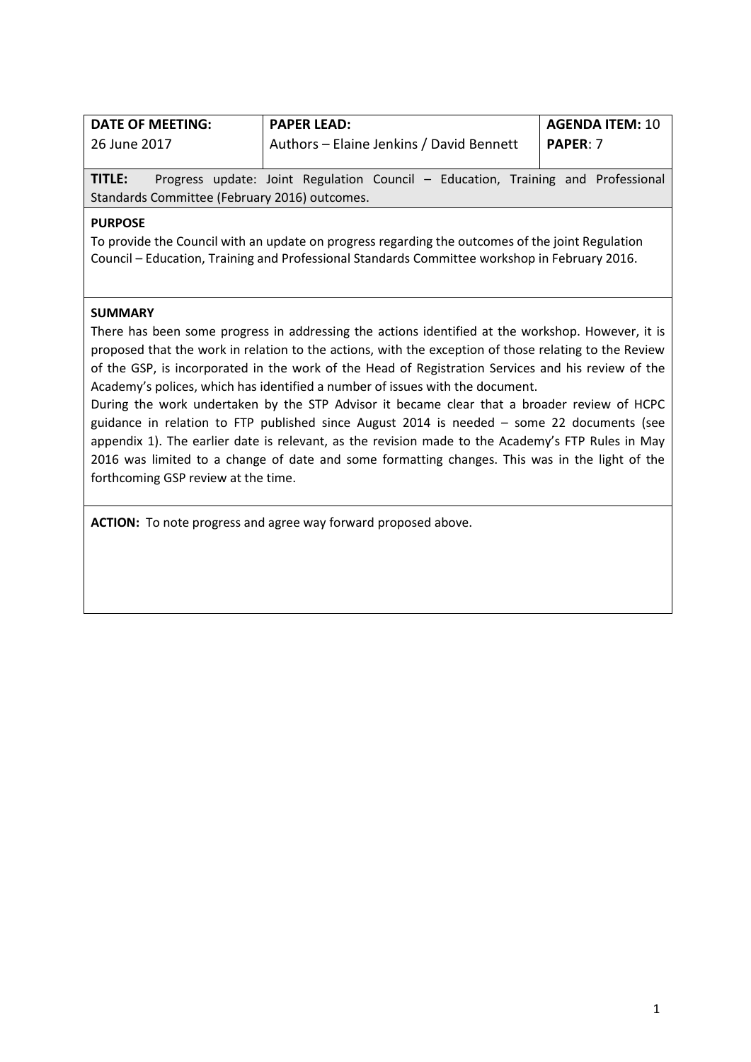| DATE OF MEETING: | PAPER LEAD: | AGENDA ITEM: 10 |
|---|---|---|
| 26 June 2017 | Authors – Elaine Jenkins / David Bennett | PAPER: 7 |

**TITLE:** Progress update: Joint Regulation Council – Education, Training and Professional Standards Committee (February 2016) outcomes.

**PURPOSE**

To provide the Council with an update on progress regarding the outcomes of the joint Regulation Council – Education, Training and Professional Standards Committee workshop in February 2016.

**SUMMARY**

There has been some progress in addressing the actions identified at the workshop. However, it is proposed that the work in relation to the actions, with the exception of those relating to the Review of the GSP, is incorporated in the work of the Head of Registration Services and his review of the Academy's polices, which has identified a number of issues with the document.

During the work undertaken by the STP Advisor it became clear that a broader review of HCPC guidance in relation to FTP published since August 2014 is needed – some 22 documents (see appendix 1). The earlier date is relevant, as the revision made to the Academy's FTP Rules in May 2016 was limited to a change of date and some formatting changes. This was in the light of the forthcoming GSP review at the time.

**ACTION:** To note progress and agree way forward proposed above.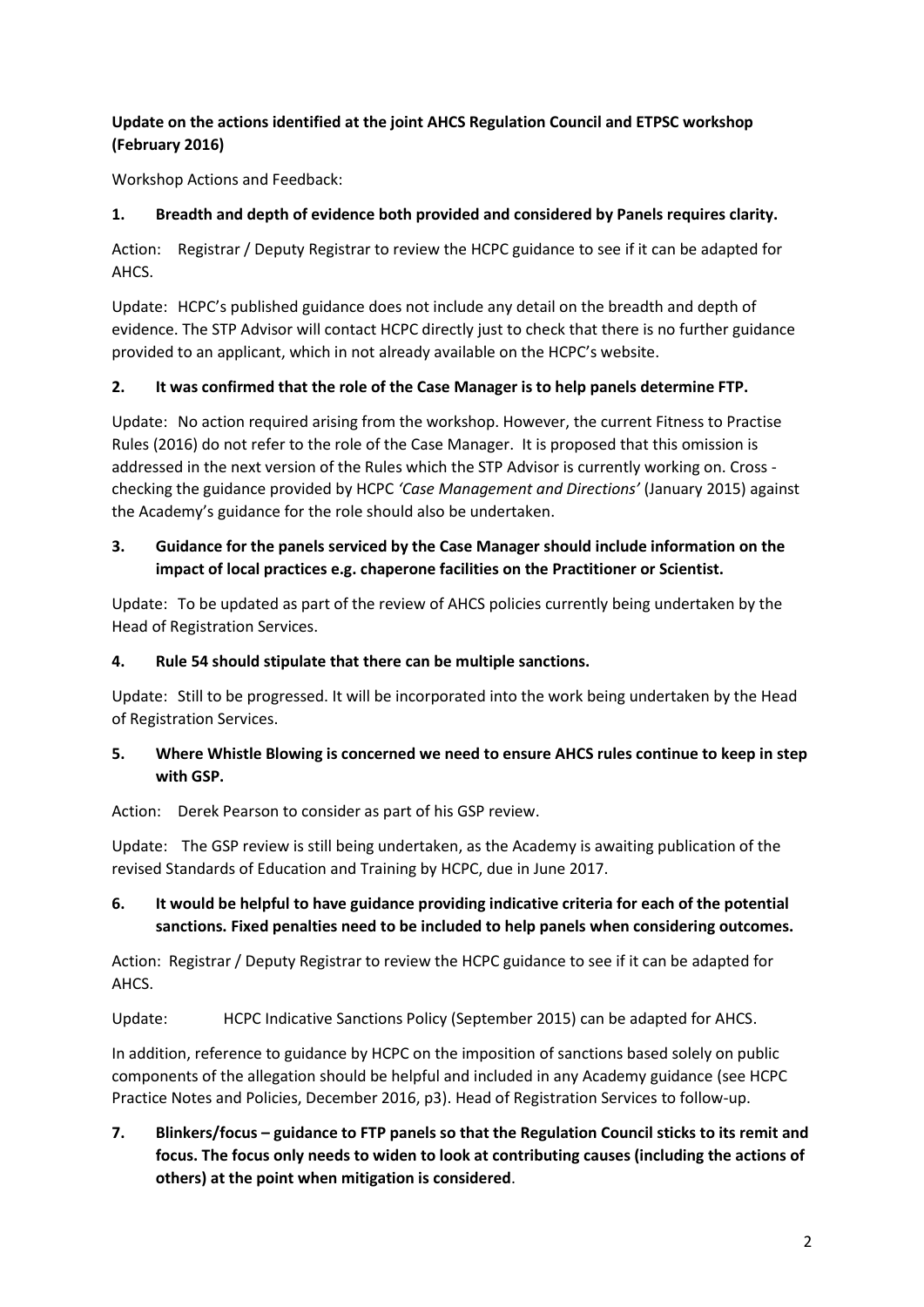**Update on the actions identified at the joint AHCS Regulation Council and ETPSC workshop (February 2016)**

Workshop Actions and Feedback:

**1. Breadth and depth of evidence both provided and considered by Panels requires clarity.**

Action: Registrar / Deputy Registrar to review the HCPC guidance to see if it can be adapted for AHCS.

Update: HCPC's published guidance does not include any detail on the breadth and depth of evidence. The STP Advisor will contact HCPC directly just to check that there is no further guidance provided to an applicant, which in not already available on the HCPC's website.

**2. It was confirmed that the role of the Case Manager is to help panels determine FTP.**

Update: No action required arising from the workshop. However, the current Fitness to Practise Rules (2016) do not refer to the role of the Case Manager. It is proposed that this omission is addressed in the next version of the Rules which the STP Advisor is currently working on. Cross - checking the guidance provided by HCPC *'Case Management and Directions'* (January 2015) against the Academy's guidance for the role should also be undertaken.

**3. Guidance for the panels serviced by the Case Manager should include information on the impact of local practices e.g. chaperone facilities on the Practitioner or Scientist.**

Update: To be updated as part of the review of AHCS policies currently being undertaken by the Head of Registration Services.

**4. Rule 54 should stipulate that there can be multiple sanctions.**

Update: Still to be progressed. It will be incorporated into the work being undertaken by the Head of Registration Services.

**5. Where Whistle Blowing is concerned we need to ensure AHCS rules continue to keep in step with GSP.**

Action: Derek Pearson to consider as part of his GSP review.

Update: The GSP review is still being undertaken, as the Academy is awaiting publication of the revised Standards of Education and Training by HCPC, due in June 2017.

**6. It would be helpful to have guidance providing indicative criteria for each of the potential sanctions. Fixed penalties need to be included to help panels when considering outcomes.**

Action: Registrar / Deputy Registrar to review the HCPC guidance to see if it can be adapted for AHCS.

Update: HCPC Indicative Sanctions Policy (September 2015) can be adapted for AHCS.

In addition, reference to guidance by HCPC on the imposition of sanctions based solely on public components of the allegation should be helpful and included in any Academy guidance (see HCPC Practice Notes and Policies, December 2016, p3). Head of Registration Services to follow-up.

**7. Blinkers/focus – guidance to FTP panels so that the Regulation Council sticks to its remit and focus. The focus only needs to widen to look at contributing causes (including the actions of others) at the point when mitigation is considered**.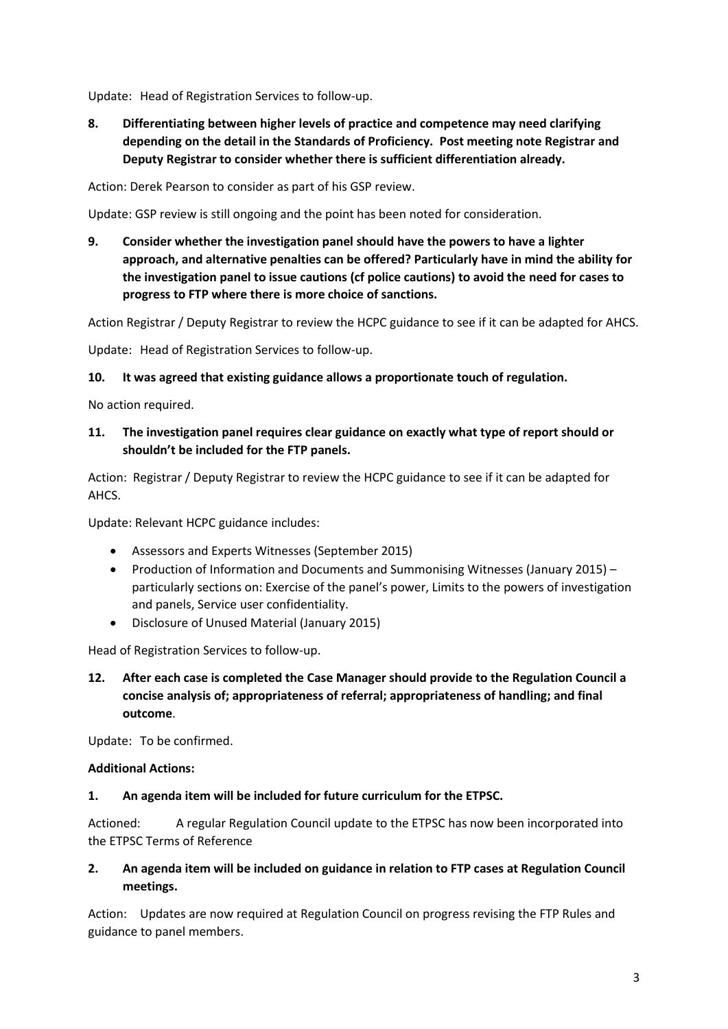Update: Head of Registration Services to follow-up.

**8. Differentiating between higher levels of practice and competence may need clarifying depending on the detail in the Standards of Proficiency. Post meeting note Registrar and Deputy Registrar to consider whether there is sufficient differentiation already.**

Action: Derek Pearson to consider as part of his GSP review.

Update: GSP review is still ongoing and the point has been noted for consideration.

**9. Consider whether the investigation panel should have the powers to have a lighter approach, and alternative penalties can be offered? Particularly have in mind the ability for the investigation panel to issue cautions (cf police cautions) to avoid the need for cases to progress to FTP where there is more choice of sanctions.**

Action Registrar / Deputy Registrar to review the HCPC guidance to see if it can be adapted for AHCS.

Update: Head of Registration Services to follow-up.

**10. It was agreed that existing guidance allows a proportionate touch of regulation.**

No action required.

**11. The investigation panel requires clear guidance on exactly what type of report should or shouldn't be included for the FTP panels.**

Action: Registrar / Deputy Registrar to review the HCPC guidance to see if it can be adapted for AHCS.

Update: Relevant HCPC guidance includes:

- Assessors and Experts Witnesses (September 2015)
- Production of Information and Documents and Summonising Witnesses (January 2015) – particularly sections on: Exercise of the panel's power, Limits to the powers of investigation and panels, Service user confidentiality.
- Disclosure of Unused Material (January 2015)

Head of Registration Services to follow-up.

**12. After each case is completed the Case Manager should provide to the Regulation Council a concise analysis of; appropriateness of referral; appropriateness of handling; and final outcome**.

Update: To be confirmed.

**Additional Actions:**

**1. An agenda item will be included for future curriculum for the ETPSC.**

Actioned: A regular Regulation Council update to the ETPSC has now been incorporated into the ETPSC Terms of Reference

**2. An agenda item will be included on guidance in relation to FTP cases at Regulation Council meetings.**

Action: Updates are now required at Regulation Council on progress revising the FTP Rules and guidance to panel members.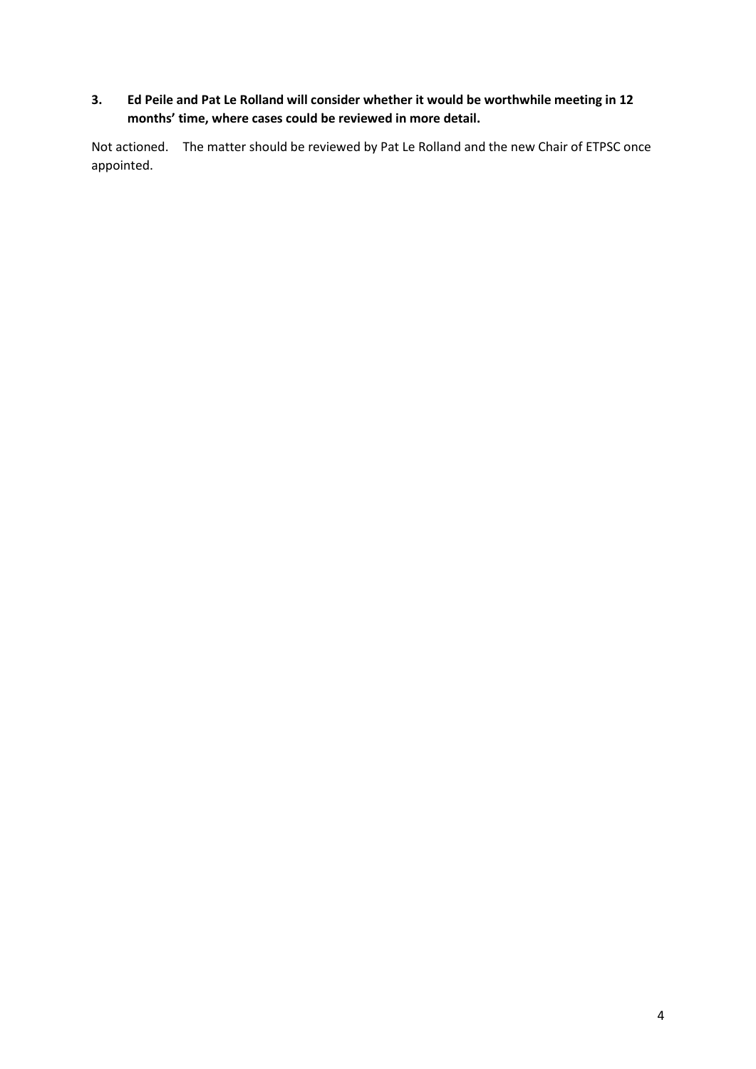**3. Ed Peile and Pat Le Rolland will consider whether it would be worthwhile meeting in 12 months' time, where cases could be reviewed in more detail.**

Not actioned. The matter should be reviewed by Pat Le Rolland and the new Chair of ETPSC once appointed.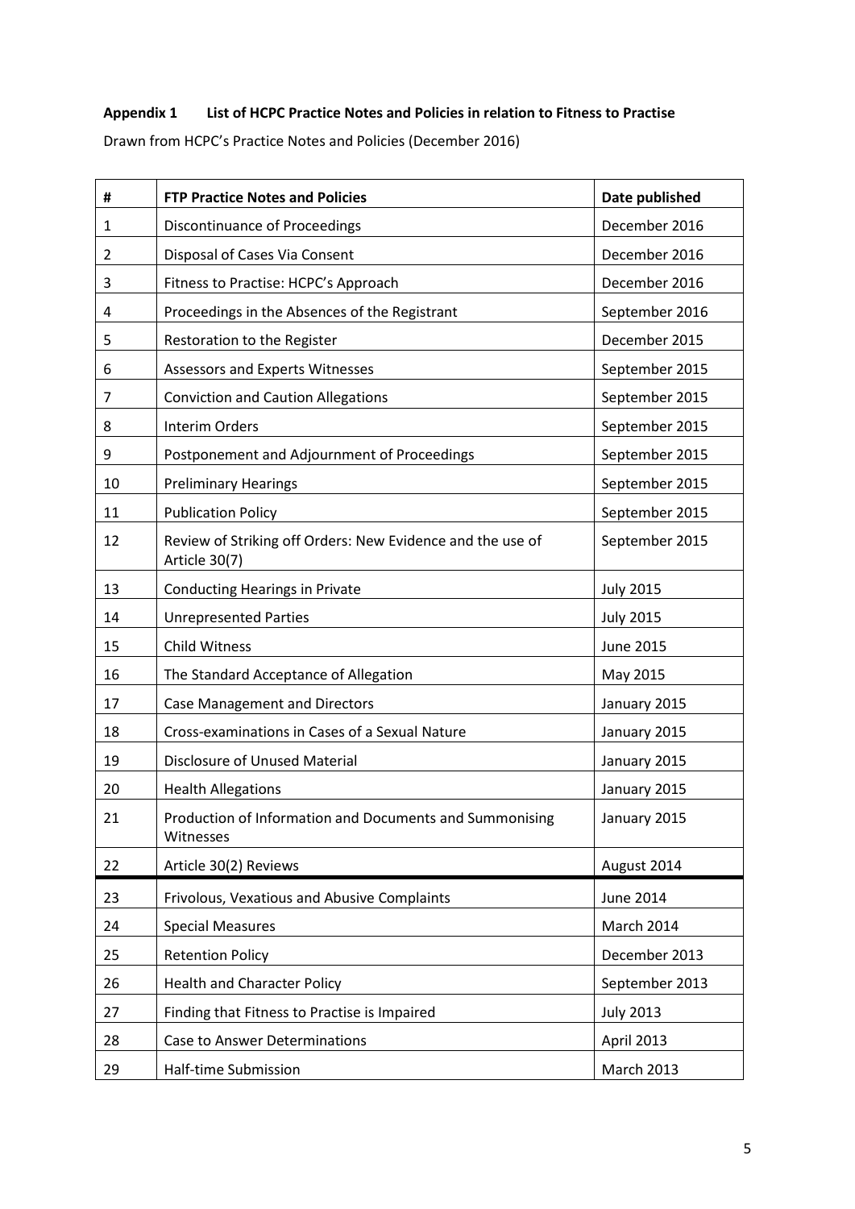**Appendix 1 List of HCPC Practice Notes and Policies in relation to Fitness to Practise**

Drawn from HCPC's Practice Notes and Policies (December 2016)

| # | FTP Practice Notes and Policies | Date published |
|---|---|---|
| 1 | Discontinuance of Proceedings | December 2016 |
| 2 | Disposal of Cases Via Consent | December 2016 |
| 3 | Fitness to Practise: HCPC's Approach | December 2016 |
| 4 | Proceedings in the Absences of the Registrant | September 2016 |
| 5 | Restoration to the Register | December 2015 |
| 6 | Assessors and Experts Witnesses | September 2015 |
| 7 | Conviction and Caution Allegations | September 2015 |
| 8 | Interim Orders | September 2015 |
| 9 | Postponement and Adjournment of Proceedings | September 2015 |
| 10 | Preliminary Hearings | September 2015 |
| 11 | Publication Policy | September 2015 |
| 12 | Review of Striking off Orders: New Evidence and the use of Article 30(7) | September 2015 |
| 13 | Conducting Hearings in Private | July 2015 |
| 14 | Unrepresented Parties | July 2015 |
| 15 | Child Witness | June 2015 |
| 16 | The Standard Acceptance of Allegation | May 2015 |
| 17 | Case Management and Directors | January 2015 |
| 18 | Cross-examinations in Cases of a Sexual Nature | January 2015 |
| 19 | Disclosure of Unused Material | January 2015 |
| 20 | Health Allegations | January 2015 |
| 21 | Production of Information and Documents and Summonising Witnesses | January 2015 |
| 22 | Article 30(2) Reviews | August 2014 |
| 23 | Frivolous, Vexatious and Abusive Complaints | June 2014 |
| 24 | Special Measures | March 2014 |
| 25 | Retention Policy | December 2013 |
| 26 | Health and Character Policy | September 2013 |
| 27 | Finding that Fitness to Practise is Impaired | July 2013 |
| 28 | Case to Answer Determinations | April 2013 |
| 29 | Half-time Submission | March 2013 |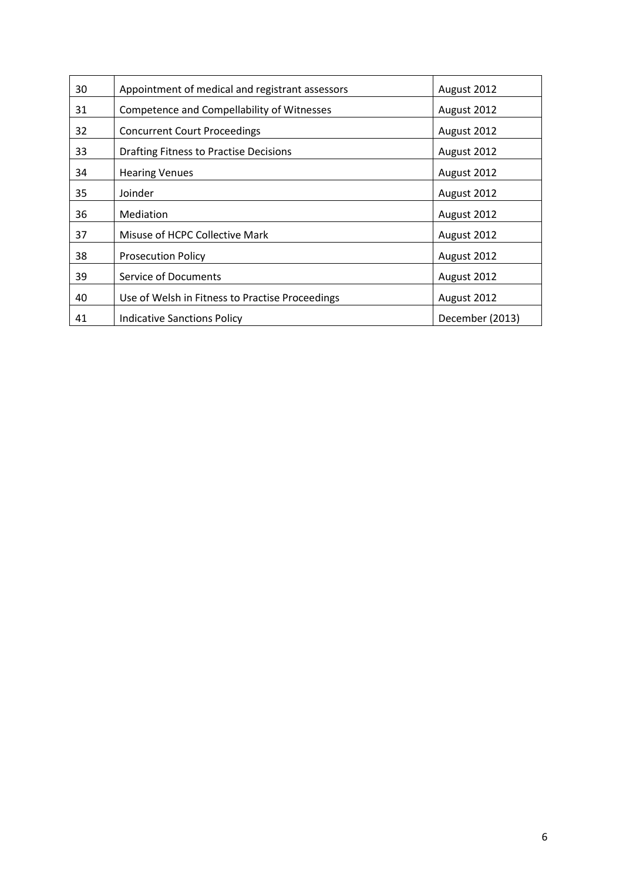| | | |
|---|---|---|
| 30 | Appointment of medical and registrant assessors | August 2012 |
| 31 | Competence and Compellability of Witnesses | August 2012 |
| 32 | Concurrent Court Proceedings | August 2012 |
| 33 | Drafting Fitness to Practise Decisions | August 2012 |
| 34 | Hearing Venues | August 2012 |
| 35 | Joinder | August 2012 |
| 36 | Mediation | August 2012 |
| 37 | Misuse of HCPC Collective Mark | August 2012 |
| 38 | Prosecution Policy | August 2012 |
| 39 | Service of Documents | August 2012 |
| 40 | Use of Welsh in Fitness to Practise Proceedings | August 2012 |
| 41 | Indicative Sanctions Policy | December (2013) |